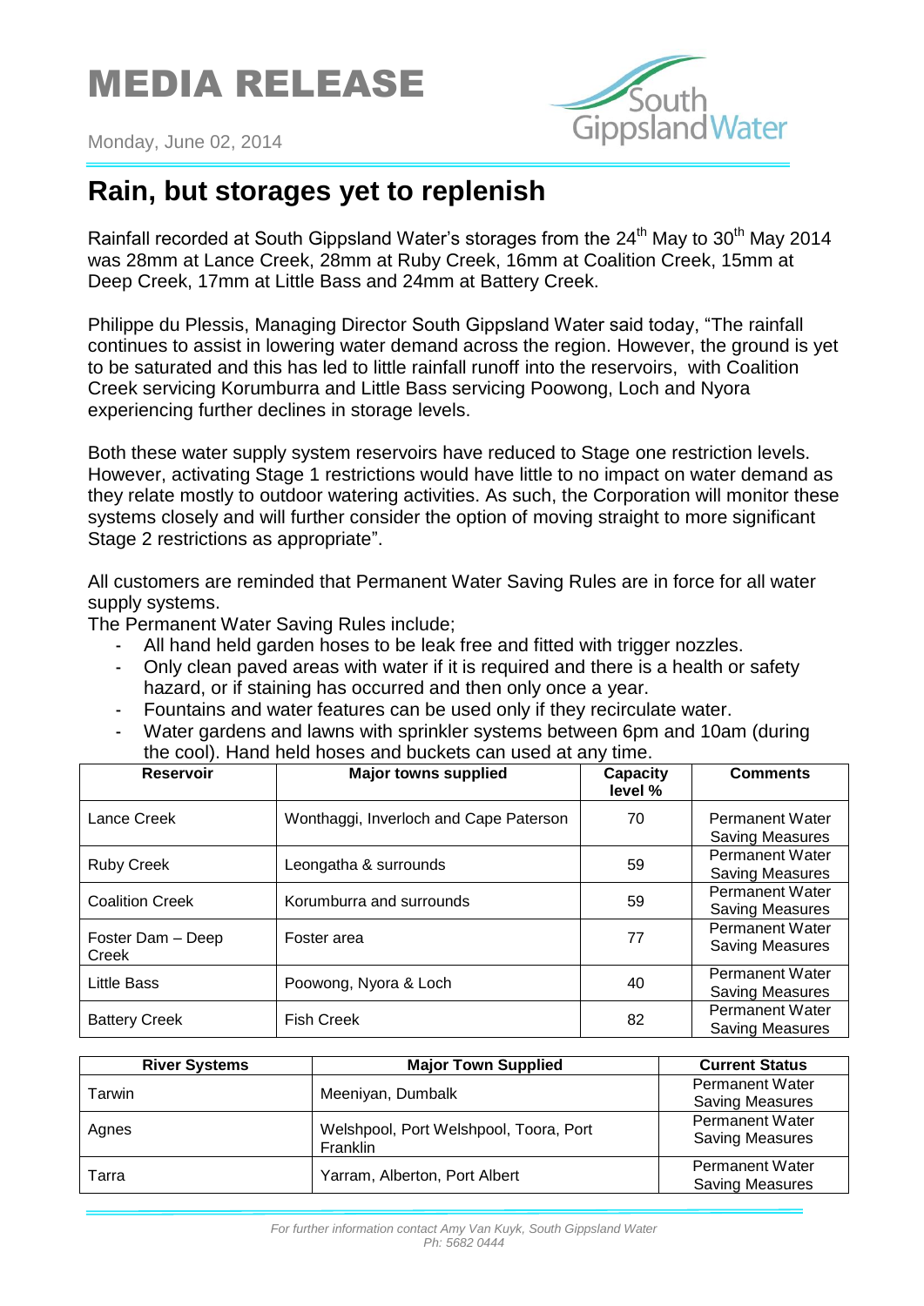# MEDIA RELEASE

Monday, June 02, 2014

## Rain, but storages yet to replenish

Rainfall recorded at South Gippsland Water's storages from the 24th May to 30th May 2014 was 28mm at Lance Creek, 28mm at Ruby Creek, 16mm at Coalition Creek, 15mm at Deep Creek, 17mm at Little Bass and 24mm at Battery Creek.

Philippe du Plessis, Managing Director South Gippsland Water said today, "The rainfall continues to assist in lowering water demand across the region. However, the ground is yet to be saturated and this has led to little rainfall runoff into the reservoirs, with Coalition Creek servicing Korumburra and Little Bass servicing Poowong, Loch and Nyora experiencing further declines in storage levels.

Both these water supply system reservoirs have reduced to Stage one restriction levels. However, activating Stage 1 restrictions would have little to no impact on water demand as they relate mostly to outdoor watering activities. As such, the Corporation will monitor these systems closely and will further consider the option of moving straight to more significant Stage 2 restrictions as appropriate".

All customers are reminded that Permanent Water Saving Rules are in force for all water supply systems.

The Permanent Water Saving Rules include;

- All hand held garden hoses to be leak free and fitted with trigger nozzles.
- Only clean paved areas with water if it is required and there is a health or safety hazard, or if staining has occurred and then only once a year.
- Fountains and water features can be used only if they recirculate water.
- Water gardens and lawns with sprinkler systems between 6pm and 10am (during the cool). Hand held hoses and buckets can used at any time.

| Reservoir | Major towns supplied | Capacity level % | Comments |
|---|---|---|---|
| Lance Creek | Wonthaggi, Inverloch and Cape Paterson | 70 | Permanent Water Saving Measures |
| Ruby Creek | Leongatha & surrounds | 59 | Permanent Water Saving Measures |
| Coalition Creek | Korumburra and surrounds | 59 | Permanent Water Saving Measures |
| Foster Dam – Deep Creek | Foster area | 77 | Permanent Water Saving Measures |
| Little Bass | Poowong, Nyora & Loch | 40 | Permanent Water Saving Measures |
| Battery Creek | Fish Creek | 82 | Permanent Water Saving Measures |

| River Systems | Major Town Supplied | Current Status |
|---|---|---|
| Tarwin | Meeniyan, Dumbalk | Permanent Water Saving Measures |
| Agnes | Welshpool, Port Welshpool, Toora, Port Franklin | Permanent Water Saving Measures |
| Tarra | Yarram, Alberton, Port Albert | Permanent Water Saving Measures |

*For further information contact Amy Van Kuyk, South Gippsland Water Ph: 5682 0444*